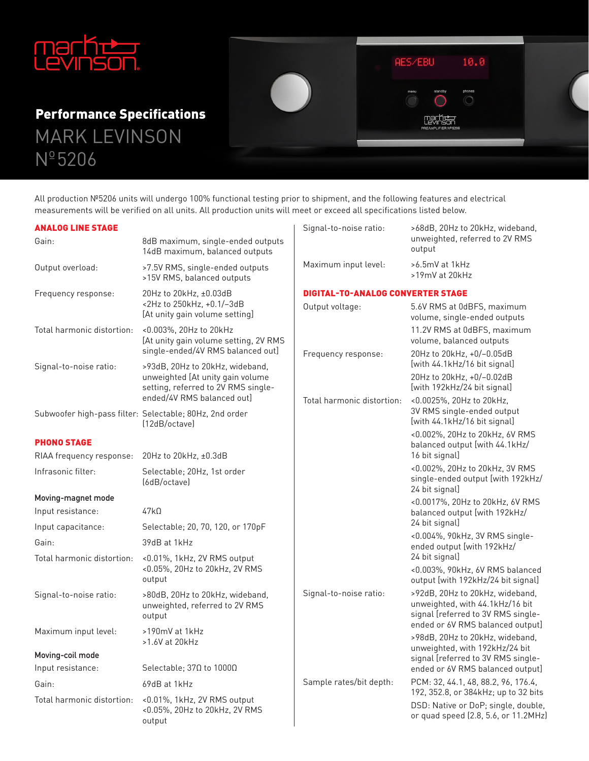# Performance Specifications

## MARK LEVINSON Nº5206

All production №5206 units will undergo 100% functional testing prior to shipment, and the following features and electrical measurements will be verified on all units. All production units will meet or exceed all specifications listed below.

### ANALOG LINE STAGE

| | |
|---|---|
| Gain: | 8dB maximum, single-ended outputs<br>14dB maximum, balanced outputs |
| Output overload: | >7.5V RMS, single-ended outputs<br>>15V RMS, balanced outputs |
| Frequency response: | 20Hz to 20kHz, ±0.03dB<br><2Hz to 250kHz, +0.1/–3dB<br>[At unity gain volume setting] |
| Total harmonic distortion: | <0.003%, 20Hz to 20kHz<br>[At unity gain volume setting, 2V RMS single-ended/4V RMS balanced out] |
| Signal-to-noise ratio: | >93dB, 20Hz to 20kHz, wideband, unweighted [At unity gain volume setting, referred to 2V RMS single-ended/4V RMS balanced out] |
| Subwoofer high-pass filter: | Selectable; 80Hz, 2nd order (12dB/octave) |

### PHONO STAGE

| | |
|---|---|
| RIAA frequency response: | 20Hz to 20kHz, ±0.3dB |
| Infrasonic filter: | Selectable; 20Hz, 1st order (6dB/octave) |

**Moving-magnet mode**

| | |
|---|---|
| Input resistance: | 47kΩ |
| Input capacitance: | Selectable; 20, 70, 120, or 170pF |
| Gain: | 39dB at 1kHz |
| Total harmonic distortion: | <0.01%, 1kHz, 2V RMS output<br><0.05%, 20Hz to 20kHz, 2V RMS output |
| Signal-to-noise ratio: | >80dB, 20Hz to 20kHz, wideband, unweighted, referred to 2V RMS output |
| Maximum input level: | >190mV at 1kHz<br>>1.6V at 20kHz |

**Moving-coil mode**

| | |
|---|---|
| Input resistance: | Selectable; 37Ω to 1000Ω |
| Gain: | 69dB at 1kHz |
| Total harmonic distortion: | <0.01%, 1kHz, 2V RMS output<br><0.05%, 20Hz to 20kHz, 2V RMS output |
| Signal-to-noise ratio: | >68dB, 20Hz to 20kHz, wideband, unweighted, referred to 2V RMS output |
| Maximum input level: | >6.5mV at 1kHz<br>>19mV at 20kHz |

### DIGITAL-TO-ANALOG CONVERTER STAGE

| | |
|---|---|
| Output voltage: | 5.6V RMS at 0dBFS, maximum volume, single-ended outputs<br>11.2V RMS at 0dBFS, maximum volume, balanced outputs |
| Frequency response: | 20Hz to 20kHz, +0/–0.05dB [with 44.1kHz/16 bit signal]<br>20Hz to 20kHz, +0/–0.02dB [with 192kHz/24 bit signal] |
| Total harmonic distortion: | <0.0025%, 20Hz to 20kHz, 3V RMS single-ended output [with 44.1kHz/16 bit signal]<br><0.002%, 20Hz to 20kHz, 6V RMS balanced output [with 44.1kHz/16 bit signal]<br><0.002%, 20Hz to 20kHz, 3V RMS single-ended output [with 192kHz/24 bit signal]<br><0.0017%, 20Hz to 20kHz, 6V RMS balanced output [with 192kHz/24 bit signal]<br><0.004%, 90kHz, 3V RMS single-ended output [with 192kHz/24 bit signal]<br><0.003%, 90kHz, 6V RMS balanced output [with 192kHz/24 bit signal] |
| Signal-to-noise ratio: | >92dB, 20Hz to 20kHz, wideband, unweighted, with 44.1kHz/16 bit signal [referred to 3V RMS single-ended or 6V RMS balanced output]<br>>98dB, 20Hz to 20kHz, wideband, unweighted, with 192kHz/24 bit signal [referred to 3V RMS single-ended or 6V RMS balanced output] |
| Sample rates/bit depth: | PCM: 32, 44.1, 48, 88.2, 96, 176.4, 192, 352.8, or 384kHz; up to 32 bits<br>DSD: Native or DoP; single, double, or quad speed (2.8, 5.6, or 11.2MHz) |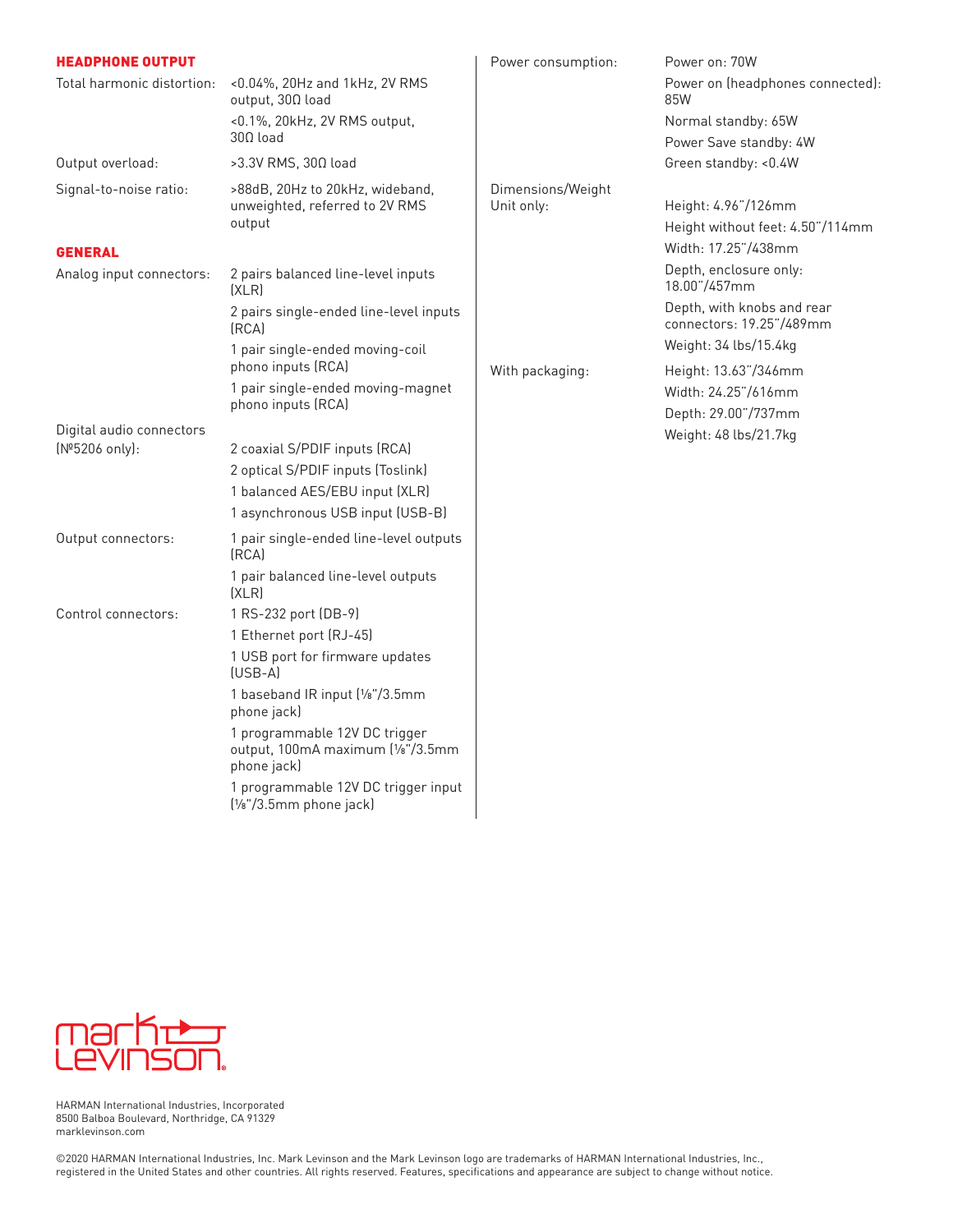## HEADPHONE OUTPUT

| | |
|---|---|
| Total harmonic distortion: | <0.04%, 20Hz and 1kHz, 2V RMS output, 30Ω load |
| | <0.1%, 20kHz, 2V RMS output, 30Ω load |
| Output overload: | >3.3V RMS, 30Ω load |
| Signal-to-noise ratio: | >88dB, 20Hz to 20kHz, wideband, unweighted, referred to 2V RMS output |

## GENERAL

| | |
|---|---|
| Analog input connectors: | 2 pairs balanced line-level inputs (XLR) |
| | 2 pairs single-ended line-level inputs (RCA) |
| | 1 pair single-ended moving-coil phono inputs (RCA) |
| | 1 pair single-ended moving-magnet phono inputs (RCA) |
| Digital audio connectors (№5206 only): | 2 coaxial S/PDIF inputs (RCA) |
| | 2 optical S/PDIF inputs (Toslink) |
| | 1 balanced AES/EBU input (XLR) |
| | 1 asynchronous USB input (USB-B) |
| Output connectors: | 1 pair single-ended line-level outputs (RCA) |
| | 1 pair balanced line-level outputs (XLR) |
| Control connectors: | 1 RS-232 port (DB-9) |
| | 1 Ethernet port (RJ-45) |
| | 1 USB port for firmware updates (USB-A) |
| | 1 baseband IR input (⅛"/3.5mm phone jack) |
| | 1 programmable 12V DC trigger output, 100mA maximum (⅛"/3.5mm phone jack) |
| | 1 programmable 12V DC trigger input (⅛"/3.5mm phone jack) |
| Power consumption: | Power on: 70W |
| | Power on (headphones connected): 85W |
| | Normal standby: 65W |
| | Power Save standby: 4W |
| | Green standby: <0.4W |
| Dimensions/Weight Unit only: | Height: 4.96"/126mm |
| | Height without feet: 4.50"/114mm |
| | Width: 17.25"/438mm |
| | Depth, enclosure only: 18.00"/457mm |
| | Depth, with knobs and rear connectors: 19.25"/489mm |
| | Weight: 34 lbs/15.4kg |
| With packaging: | Height: 13.63"/346mm |
| | Width: 24.25"/616mm |
| | Depth: 29.00"/737mm |
| | Weight: 48 lbs/21.7kg |

mark levinson

HARMAN International Industries, Incorporated
8500 Balboa Boulevard, Northridge, CA 91329
marklevinson.com

©2020 HARMAN International Industries, Inc. Mark Levinson and the Mark Levinson logo are trademarks of HARMAN International Industries, Inc., registered in the United States and other countries. All rights reserved. Features, specifications and appearance are subject to change without notice.